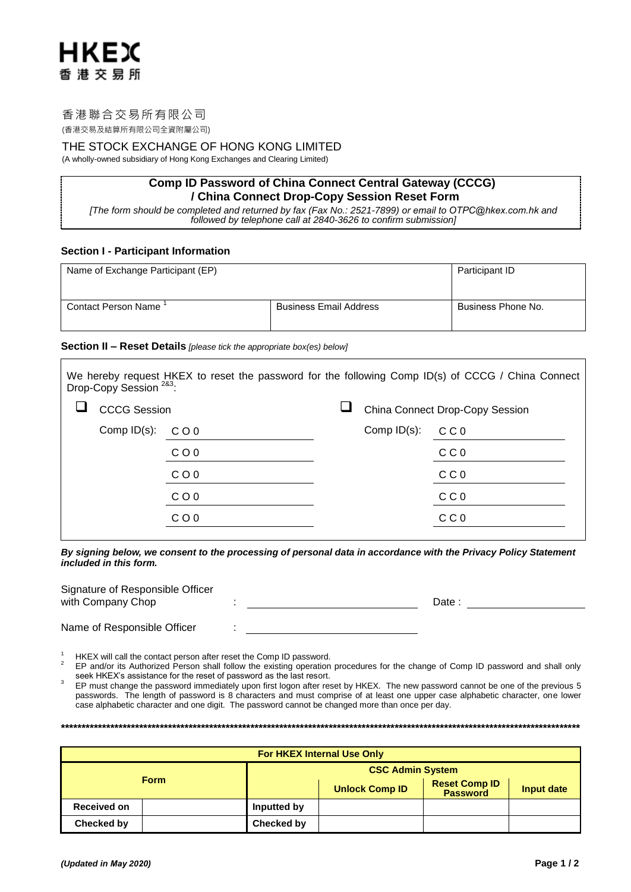HKEX
香港交易所

香港聯合交易所有限公司
(香港交易及結算所有限公司全資附屬公司)

THE STOCK EXCHANGE OF HONG KONG LIMITED
(A wholly-owned subsidiary of Hong Kong Exchanges and Clearing Limited)

## Comp ID Password of China Connect Central Gateway (CCCG) / China Connect Drop-Copy Session Reset Form

*[The form should be completed and returned by fax (Fax No.: 2521-7899) or email to OTPC@hkex.com.hk and followed by telephone call at 2840-3626 to confirm submission]*

### Section I - Participant Information

| Name of Exchange Participant (EP) | | Participant ID |
|---|---|---|
| Contact Person Name [1] | Business Email Address | Business Phone No. |

### Section II – Reset Details *[please tick the appropriate box(es) below]*

We hereby request HKEX to reset the password for the following Comp ID(s) of CCCG / China Connect Drop-Copy Session [2&3]:

| ☐ CCCG Session | | ☐ China Connect Drop-Copy Session | |
|---|---|---|---|
| Comp ID(s): | C O 0 | Comp ID(s): | C C 0 |
| | C O 0 | | C C 0 |
| | C O 0 | | C C 0 |
| | C O 0 | | C C 0 |
| | C O 0 | | C C 0 |

***By signing below, we consent to the processing of personal data in accordance with the Privacy Policy Statement included in this form.***

Signature of Responsible Officer with Company Chop : ______________________ Date : ______________

Name of Responsible Officer : ______________________

[1] HKEX will call the contact person after reset the Comp ID password.

[2] EP and/or its Authorized Person shall follow the existing operation procedures for the change of Comp ID password and shall only seek HKEX's assistance for the reset of password as the last resort.

[3] EP must change the password immediately upon first logon after reset by HKEX. The new password cannot be one of the previous 5 passwords. The length of password is 8 characters and must comprise of at least one upper case alphabetic character, one lower case alphabetic character and one digit. The password cannot be changed more than once per day.

\*\*\*\*\*\*\*\*\*\*\*\*\*\*\*\*\*\*\*\*\*\*\*\*\*\*\*\*\*\*\*\*\*\*\*\*\*\*\*\*\*\*\*\*\*\*\*\*\*\*\*\*\*\*\*\*\*\*\*\*\*\*\*\*\*\*\*\*\*\*\*\*\*\*\*\*\*\*\*\*\*\*

| **For HKEX Internal Use Only** | | | | | |
|---|---|---|---|---|---|
| **Form** | | **CSC Admin System** | | | |
| | | | **Unlock Comp ID** | **Reset Comp ID Password** | **Input date** |
| **Received on** | | **Inputted by** | | | |
| **Checked by** | | **Checked by** | | | |

*(Updated in May 2020)*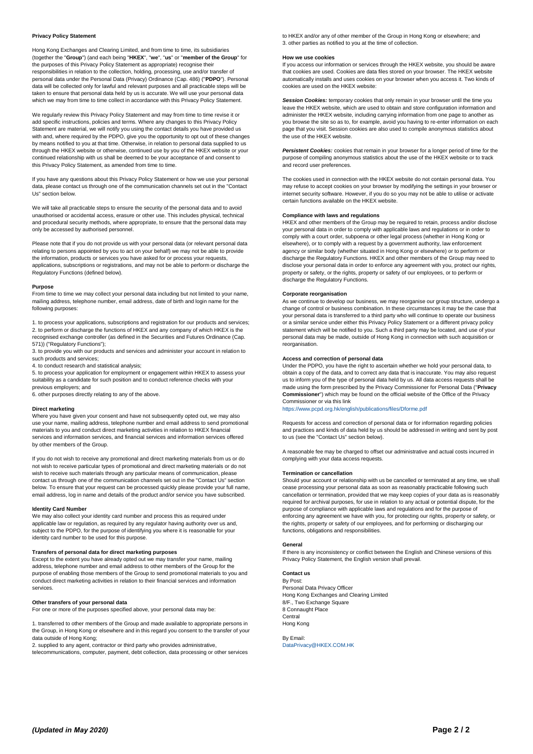**Privacy Policy Statement**

Hong Kong Exchanges and Clearing Limited, and from time to time, its subsidiaries (together the "**Group**") (and each being "**HKEX**", "**we**", "**us**" or "**member of the Group**" for the purposes of this Privacy Policy Statement as appropriate) recognise their responsibilities in relation to the collection, holding, processing, use and/or transfer of personal data under the Personal Data (Privacy) Ordinance (Cap. 486) ("**PDPO**"). Personal data will be collected only for lawful and relevant purposes and all practicable steps will be taken to ensure that personal data held by us is accurate. We will use your personal data which we may from time to time collect in accordance with this Privacy Policy Statement.

We regularly review this Privacy Policy Statement and may from time to time revise it or add specific instructions, policies and terms. Where any changes to this Privacy Policy Statement are material, we will notify you using the contact details you have provided us with and, where required by the PDPO, give you the opportunity to opt out of these changes by means notified to you at that time. Otherwise, in relation to personal data supplied to us through the HKEX website or otherwise, continued use by you of the HKEX website or your continued relationship with us shall be deemed to be your acceptance of and consent to this Privacy Policy Statement, as amended from time to time.

If you have any questions about this Privacy Policy Statement or how we use your personal data, please contact us through one of the communication channels set out in the "Contact Us" section below.

We will take all practicable steps to ensure the security of the personal data and to avoid unauthorised or accidental access, erasure or other use. This includes physical, technical and procedural security methods, where appropriate, to ensure that the personal data may only be accessed by authorised personnel.

Please note that if you do not provide us with your personal data (or relevant personal data relating to persons appointed by you to act on your behalf) we may not be able to provide the information, products or services you have asked for or process your requests, applications, subscriptions or registrations, and may not be able to perform or discharge the Regulatory Functions (defined below).

**Purpose**

From time to time we may collect your personal data including but not limited to your name, mailing address, telephone number, email address, date of birth and login name for the following purposes:

1. to process your applications, subscriptions and registration for our products and services;
2. to perform or discharge the functions of HKEX and any company of which HKEX is the recognised exchange controller (as defined in the Securities and Futures Ordinance (Cap. 571)) ("Regulatory Functions");
3. to provide you with our products and services and administer your account in relation to such products and services;
4. to conduct research and statistical analysis;
5. to process your application for employment or engagement within HKEX to assess your suitability as a candidate for such position and to conduct reference checks with your previous employers; and
6. other purposes directly relating to any of the above.

**Direct marketing**

Where you have given your consent and have not subsequently opted out, we may also use your name, mailing address, telephone number and email address to send promotional materials to you and conduct direct marketing activities in relation to HKEX financial services and information services, and financial services and information services offered by other members of the Group.

If you do not wish to receive any promotional and direct marketing materials from us or do not wish to receive particular types of promotional and direct marketing materials or do not wish to receive such materials through any particular means of communication, please contact us through one of the communication channels set out in the "Contact Us" section below. To ensure that your request can be processed quickly please provide your full name, email address, log in name and details of the product and/or service you have subscribed.

**Identity Card Number**

We may also collect your identity card number and process this as required under applicable law or regulation, as required by any regulator having authority over us and, subject to the PDPO, for the purpose of identifying you where it is reasonable for your identity card number to be used for this purpose.

**Transfers of personal data for direct marketing purposes**

Except to the extent you have already opted out we may transfer your name, mailing address, telephone number and email address to other members of the Group for the purpose of enabling those members of the Group to send promotional materials to you and conduct direct marketing activities in relation to their financial services and information services.

**Other transfers of your personal data**

For one or more of the purposes specified above, your personal data may be:

1. transferred to other members of the Group and made available to appropriate persons in the Group, in Hong Kong or elsewhere and in this regard you consent to the transfer of your data outside of Hong Kong;
2. supplied to any agent, contractor or third party who provides administrative, telecommunications, computer, payment, debt collection, data processing or other services to HKEX and/or any of other member of the Group in Hong Kong or elsewhere; and
3. other parties as notified to you at the time of collection.

**How we use cookies**

If you access our information or services through the HKEX website, you should be aware that cookies are used. Cookies are data files stored on your browser. The HKEX website automatically installs and uses cookies on your browser when you access it. Two kinds of cookies are used on the HKEX website:

***Session Cookies:*** temporary cookies that only remain in your browser until the time you leave the HKEX website, which are used to obtain and store configuration information and administer the HKEX website, including carrying information from one page to another as you browse the site so as to, for example, avoid you having to re-enter information on each page that you visit. Session cookies are also used to compile anonymous statistics about the use of the HKEX website.

***Persistent Cookies:*** cookies that remain in your browser for a longer period of time for the purpose of compiling anonymous statistics about the use of the HKEX website or to track and record user preferences.

The cookies used in connection with the HKEX website do not contain personal data. You may refuse to accept cookies on your browser by modifying the settings in your browser or internet security software. However, if you do so you may not be able to utilise or activate certain functions available on the HKEX website.

**Compliance with laws and regulations**

HKEX and other members of the Group may be required to retain, process and/or disclose your personal data in order to comply with applicable laws and regulations or in order to comply with a court order, subpoena or other legal process (whether in Hong Kong or elsewhere), or to comply with a request by a government authority, law enforcement agency or similar body (whether situated in Hong Kong or elsewhere) or to perform or discharge the Regulatory Functions. HKEX and other members of the Group may need to disclose your personal data in order to enforce any agreement with you, protect our rights, property or safety, or the rights, property or safety of our employees, or to perform or discharge the Regulatory Functions.

**Corporate reorganisation**

As we continue to develop our business, we may reorganise our group structure, undergo a change of control or business combination. In these circumstances it may be the case that your personal data is transferred to a third party who will continue to operate our business or a similar service under either this Privacy Policy Statement or a different privacy policy statement which will be notified to you. Such a third party may be located, and use of your personal data may be made, outside of Hong Kong in connection with such acquisition or reorganisation.

**Access and correction of personal data**

Under the PDPO, you have the right to ascertain whether we hold your personal data, to obtain a copy of the data, and to correct any data that is inaccurate. You may also request us to inform you of the type of personal data held by us. All data access requests shall be made using the form prescribed by the Privacy Commissioner for Personal Data ("**Privacy Commissioner**") which may be found on the official website of the Office of the Privacy Commissioner or via this link

https://www.pcpd.org.hk/english/publications/files/Dforme.pdf

Requests for access and correction of personal data or for information regarding policies and practices and kinds of data held by us should be addressed in writing and sent by post to us (see the "Contact Us" section below).

A reasonable fee may be charged to offset our administrative and actual costs incurred in complying with your data access requests.

**Termination or cancellation**

Should your account or relationship with us be cancelled or terminated at any time, we shall cease processing your personal data as soon as reasonably practicable following such cancellation or termination, provided that we may keep copies of your data as is reasonably required for archival purposes, for use in relation to any actual or potential dispute, for the purpose of compliance with applicable laws and regulations and for the purpose of enforcing any agreement we have with you, for protecting our rights, property or safety, or the rights, property or safety of our employees, and for performing or discharging our functions, obligations and responsibilities.

**General**

If there is any inconsistency or conflict between the English and Chinese versions of this Privacy Policy Statement, the English version shall prevail.

**Contact us**

By Post:
Personal Data Privacy Officer
Hong Kong Exchanges and Clearing Limited
8/F., Two Exchange Square
8 Connaught Place
Central
Hong Kong

By Email:
DataPrivacy@HKEX.COM.HK

***(Updated in May 2020)***